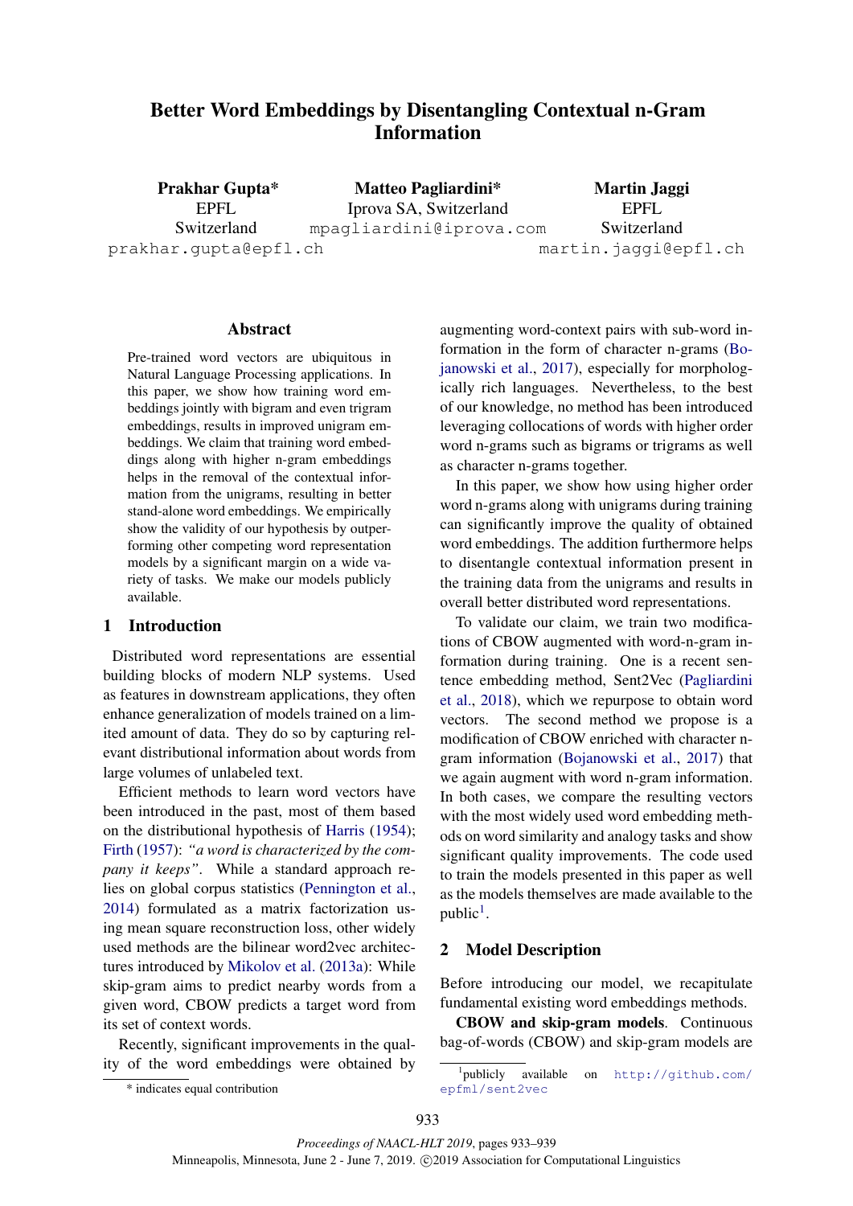# Better Word Embeddings by Disentangling Contextual n-Gram Information

**Prakhar Gupta*** EPFL Switzerland prakhar.gupta@epfl.ch

**Matteo Pagliardini*** Iprova SA, Switzerland mpagliardini@iprova.com

**Martin Jaggi** EPFL Switzerland martin.jaggi@epfl.ch

## Abstract

Pre-trained word vectors are ubiquitous in Natural Language Processing applications. In this paper, we show how training word embeddings jointly with bigram and even trigram embeddings, results in improved unigram embeddings. We claim that training word embeddings along with higher n-gram embeddings helps in the removal of the contextual information from the unigrams, resulting in better stand-alone word embeddings. We empirically show the validity of our hypothesis by outperforming other competing word representation models by a significant margin on a wide variety of tasks. We make our models publicly available.

## 1 Introduction

Distributed word representations are essential building blocks of modern NLP systems. Used as features in downstream applications, they often enhance generalization of models trained on a limited amount of data. They do so by capturing relevant distributional information about words from large volumes of unlabeled text.

Efficient methods to learn word vectors have been introduced in the past, most of them based on the distributional hypothesis of Harris (1954); Firth (1957): *"a word is characterized by the company it keeps"*. While a standard approach relies on global corpus statistics (Pennington et al., 2014) formulated as a matrix factorization using mean square reconstruction loss, other widely used methods are the bilinear word2vec architectures introduced by Mikolov et al. (2013a): While skip-gram aims to predict nearby words from a given word, CBOW predicts a target word from its set of context words.

Recently, significant improvements in the quality of the word embeddings were obtained by augmenting word-context pairs with sub-word information in the form of character n-grams (Bojanowski et al., 2017), especially for morphologically rich languages. Nevertheless, to the best of our knowledge, no method has been introduced leveraging collocations of words with higher order word n-grams such as bigrams or trigrams as well as character n-grams together.

In this paper, we show how using higher order word n-grams along with unigrams during training can significantly improve the quality of obtained word embeddings. The addition furthermore helps to disentangle contextual information present in the training data from the unigrams and results in overall better distributed word representations.

To validate our claim, we train two modifications of CBOW augmented with word-n-gram information during training. One is a recent sentence embedding method, Sent2Vec (Pagliardini et al., 2018), which we repurpose to obtain word vectors. The second method we propose is a modification of CBOW enriched with character n-gram information (Bojanowski et al., 2017) that we again augment with word n-gram information. In both cases, we compare the resulting vectors with the most widely used word embedding methods on word similarity and analogy tasks and show significant quality improvements. The code used to train the models presented in this paper as well as the models themselves are made available to the public[1].

## 2 Model Description

Before introducing our model, we recapitulate fundamental existing word embeddings methods.

**CBOW and skip-gram models**. Continuous bag-of-words (CBOW) and skip-gram models are

---

* indicates equal contribution

[1] publicly available on http://github.com/epfml/sent2vec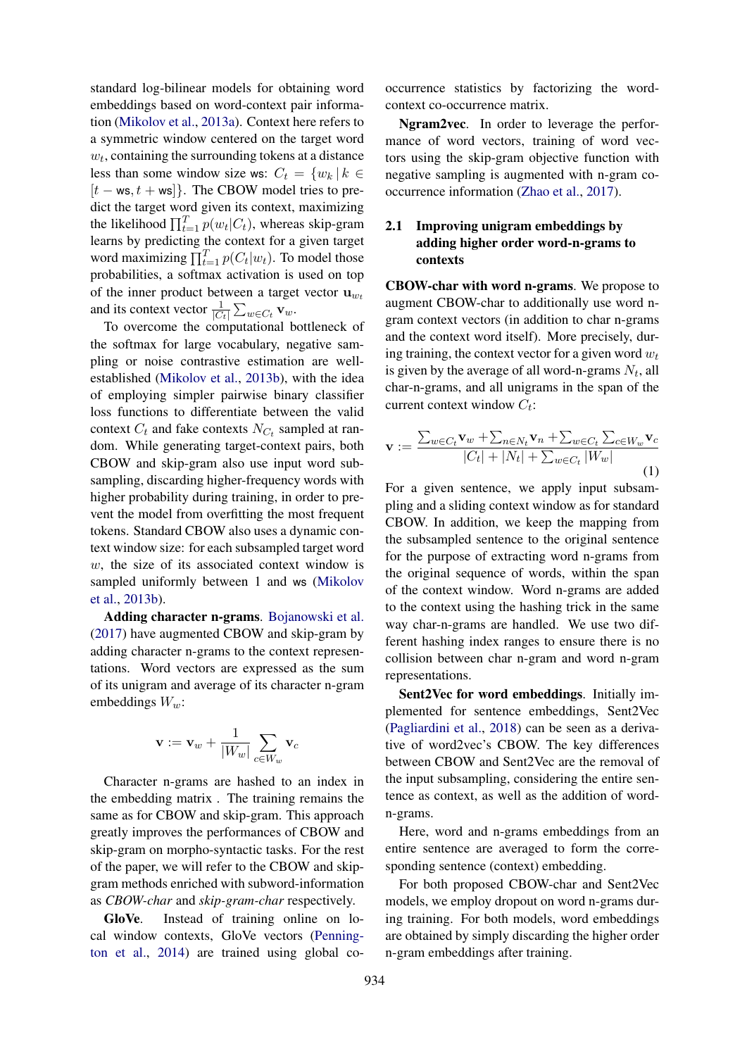standard log-bilinear models for obtaining word embeddings based on word-context pair information (Mikolov et al., 2013a). Context here refers to a symmetric window centered on the target word $w_t$, containing the surrounding tokens at a distance less than some window size ws: $C_t = \{w_k \,|\, k \in [t - \mathsf{ws}, t + \mathsf{ws}]\}$. The CBOW model tries to predict the target word given its context, maximizing the likelihood $\prod_{t=1}^{T} p(w_t|C_t)$, whereas skip-gram learns by predicting the context for a given target word maximizing $\prod_{t=1}^{T} p(C_t|w_t)$. To model those probabilities, a softmax activation is used on top of the inner product between a target vector $\mathbf{u}_{w_t}$ and its context vector $\frac{1}{|C_t|}\sum_{w \in C_t} \mathbf{v}_w$.

To overcome the computational bottleneck of the softmax for large vocabulary, negative sampling or noise contrastive estimation are well-established (Mikolov et al., 2013b), with the idea of employing simpler pairwise binary classifier loss functions to differentiate between the valid context $C_t$ and fake contexts $N_{C_t}$ sampled at random. While generating target-context pairs, both CBOW and skip-gram also use input word subsampling, discarding higher-frequency words with higher probability during training, in order to prevent the model from overfitting the most frequent tokens. Standard CBOW also uses a dynamic context window size: for each subsampled target word $w$, the size of its associated context window is sampled uniformly between 1 and ws (Mikolov et al., 2013b).

**Adding character n-grams**. Bojanowski et al. (2017) have augmented CBOW and skip-gram by adding character n-grams to the context representations. Word vectors are expressed as the sum of its unigram and average of its character n-gram embeddings $W_w$:

$$\mathbf{v} := \mathbf{v}_w + \frac{1}{|W_w|} \sum_{c \in W_w} \mathbf{v}_c$$

Character n-grams are hashed to an index in the embedding matrix . The training remains the same as for CBOW and skip-gram. This approach greatly improves the performances of CBOW and skip-gram on morpho-syntactic tasks. For the rest of the paper, we will refer to the CBOW and skip-gram methods enriched with subword-information as *CBOW-char* and *skip-gram-char* respectively.

**GloVe**. Instead of training online on local window contexts, GloVe vectors (Pennington et al., 2014) are trained using global co-occurrence statistics by factorizing the word-context co-occurrence matrix.

**Ngram2vec**. In order to leverage the performance of word vectors, training of word vectors using the skip-gram objective function with negative sampling is augmented with n-gram co-occurrence information (Zhao et al., 2017).

### 2.1 Improving unigram embeddings by adding higher order word-n-grams to contexts

**CBOW-char with word n-grams**. We propose to augment CBOW-char to additionally use word n-gram context vectors (in addition to char n-grams and the context word itself). More precisely, during training, the context vector for a given word $w_t$ is given by the average of all word-n-grams $N_t$, all char-n-grams, and all unigrams in the span of the current context window $C_t$:

$$\mathbf{v} := \frac{\sum_{w \in C_t} \mathbf{v}_w + \sum_{n \in N_t} \mathbf{v}_n + \sum_{w \in C_t} \sum_{c \in W_w} \mathbf{v}_c}{|C_t| + |N_t| + \sum_{w \in C_t} |W_w|} \tag{1}$$

For a given sentence, we apply input subsampling and a sliding context window as for standard CBOW. In addition, we keep the mapping from the subsampled sentence to the original sentence for the purpose of extracting word n-grams from the original sequence of words, within the span of the context window. Word n-grams are added to the context using the hashing trick in the same way char-n-grams are handled. We use two different hashing index ranges to ensure there is no collision between char n-gram and word n-gram representations.

**Sent2Vec for word embeddings**. Initially implemented for sentence embeddings, Sent2Vec (Pagliardini et al., 2018) can be seen as a derivative of word2vec's CBOW. The key differences between CBOW and Sent2Vec are the removal of the input subsampling, considering the entire sentence as context, as well as the addition of word-n-grams.

Here, word and n-grams embeddings from an entire sentence are averaged to form the corresponding sentence (context) embedding.

For both proposed CBOW-char and Sent2Vec models, we employ dropout on word n-grams during training. For both models, word embeddings are obtained by simply discarding the higher order n-gram embeddings after training.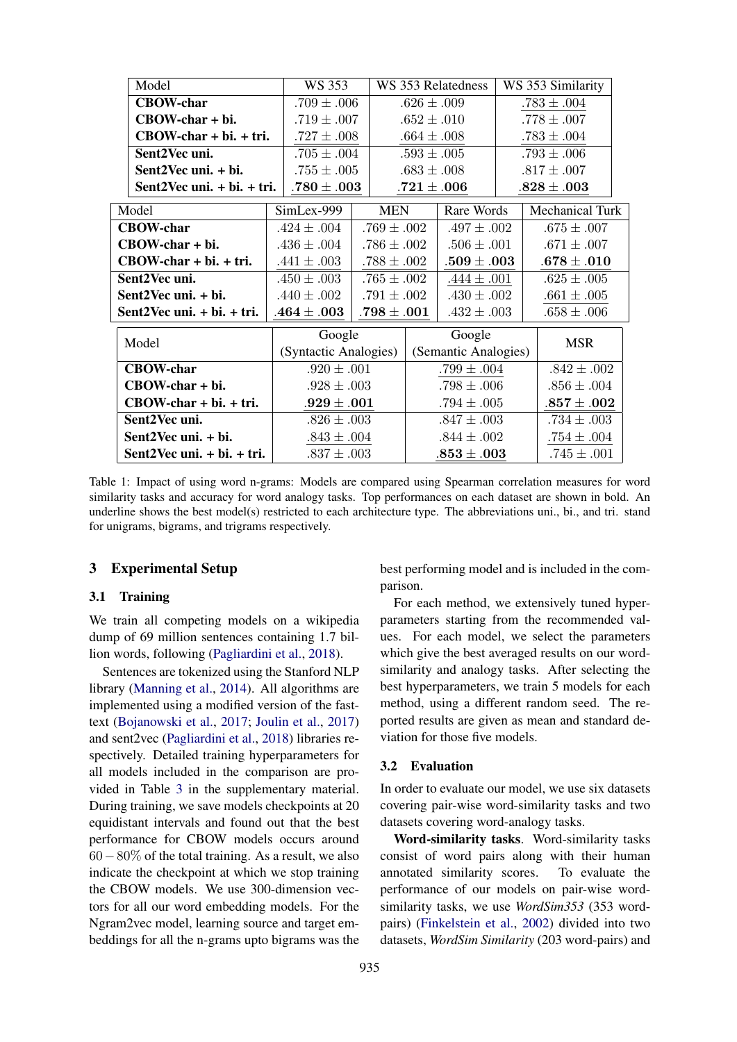| Model | WS 353 | WS 353 Relatedness | WS 353 Similarity |
|---|---|---|---|
| **CBOW-char** | .709 ± .006 | .626 ± .009 | .783 ± .004 |
| **CBOW-char + bi.** | .719 ± .007 | .652 ± .010 | .778 ± .007 |
| **CBOW-char + bi. + tri.** | .727 ± .008 | .664 ± .008 | .783 ± .004 |
| **Sent2Vec uni.** | .705 ± .004 | .593 ± .005 | .793 ± .006 |
| **Sent2Vec uni. + bi.** | .755 ± .005 | .683 ± .008 | .817 ± .007 |
| **Sent2Vec uni. + bi. + tri.** | **.780 ± .003** | **.721 ± .006** | **.828 ± .003** |

| Model | SimLex-999 | MEN | Rare Words | Mechanical Turk |
|---|---|---|---|---|
| **CBOW-char** | .424 ± .004 | .769 ± .002 | .497 ± .002 | .675 ± .007 |
| **CBOW-char + bi.** | .436 ± .004 | .786 ± .002 | .506 ± .001 | .671 ± .007 |
| **CBOW-char + bi. + tri.** | .441 ± .003 | .788 ± .002 | **.509 ± .003** | **.678 ± .010** |
| **Sent2Vec uni.** | .450 ± .003 | .765 ± .002 | .444 ± .001 | .625 ± .005 |
| **Sent2Vec uni. + bi.** | .440 ± .002 | .791 ± .002 | .430 ± .002 | .661 ± .005 |
| **Sent2Vec uni. + bi. + tri.** | **.464 ± .003** | **.798 ± .001** | .432 ± .003 | .658 ± .006 |

| Model | Google (Syntactic Analogies) | Google (Semantic Analogies) | MSR |
|---|---|---|---|
| **CBOW-char** | .920 ± .001 | .799 ± .004 | .842 ± .002 |
| **CBOW-char + bi.** | .928 ± .003 | .798 ± .006 | .856 ± .004 |
| **CBOW-char + bi. + tri.** | **.929 ± .001** | .794 ± .005 | **.857 ± .002** |
| **Sent2Vec uni.** | .826 ± .003 | .847 ± .003 | .734 ± .003 |
| **Sent2Vec uni. + bi.** | .843 ± .004 | .844 ± .002 | .754 ± .004 |
| **Sent2Vec uni. + bi. + tri.** | .837 ± .003 | **.853 ± .003** | .745 ± .001 |

Table 1: Impact of using word n-grams: Models are compared using Spearman correlation measures for word similarity tasks and accuracy for word analogy tasks. Top performances on each dataset are shown in bold. An underline shows the best model(s) restricted to each architecture type. The abbreviations uni., bi., and tri. stand for unigrams, bigrams, and trigrams respectively.

## 3 Experimental Setup

### 3.1 Training

We train all competing models on a wikipedia dump of 69 million sentences containing 1.7 billion words, following (Pagliardini et al., 2018).

Sentences are tokenized using the Stanford NLP library (Manning et al., 2014). All algorithms are implemented using a modified version of the fasttext (Bojanowski et al., 2017; Joulin et al., 2017) and sent2vec (Pagliardini et al., 2018) libraries respectively. Detailed training hyperparameters for all models included in the comparison are provided in Table 3 in the supplementary material. During training, we save models checkpoints at 20 equidistant intervals and found out that the best performance for CBOW models occurs around $60-80\%$ of the total training. As a result, we also indicate the checkpoint at which we stop training the CBOW models. We use 300-dimension vectors for all our word embedding models. For the Ngram2vec model, learning source and target embeddings for all the n-grams upto bigrams was the best performing model and is included in the comparison.

For each method, we extensively tuned hyperparameters starting from the recommended values. For each model, we select the parameters which give the best averaged results on our word-similarity and analogy tasks. After selecting the best hyperparameters, we train 5 models for each method, using a different random seed. The reported results are given as mean and standard deviation for those five models.

### 3.2 Evaluation

In order to evaluate our model, we use six datasets covering pair-wise word-similarity tasks and two datasets covering word-analogy tasks.

**Word-similarity tasks**. Word-similarity tasks consist of word pairs along with their human annotated similarity scores. To evaluate the performance of our models on pair-wise word-similarity tasks, we use *WordSim353* (353 word-pairs) (Finkelstein et al., 2002) divided into two datasets, *WordSim Similarity* (203 word-pairs) and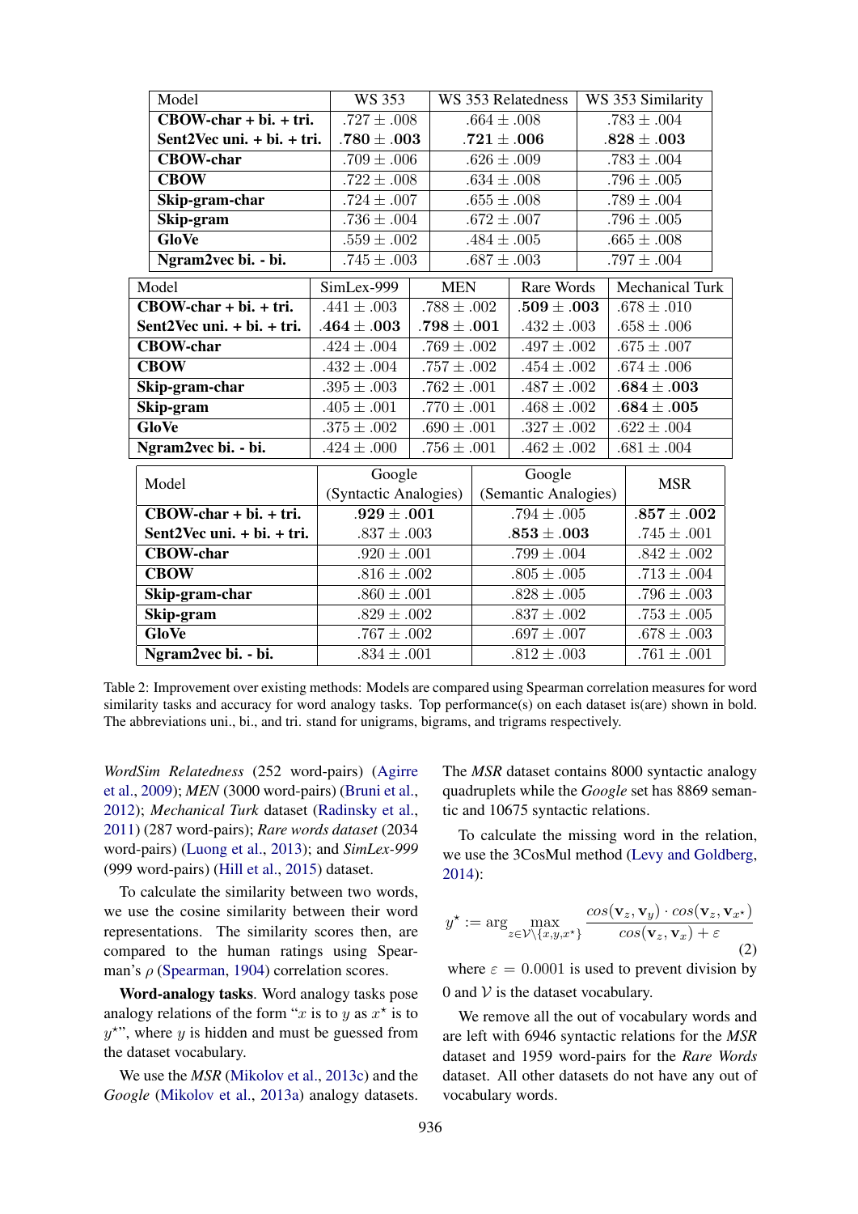| Model | WS 353 | WS 353 Relatedness | WS 353 Similarity |
|---|---|---|---|
| **CBOW-char + bi. + tri.** | .727 ± .008 | .664 ± .008 | .783 ± .004 |
| **Sent2Vec uni. + bi. + tri.** | **.780 ± .003** | **.721 ± .006** | **.828 ± .003** |
| **CBOW-char** | .709 ± .006 | .626 ± .009 | .783 ± .004 |
| **CBOW** | .722 ± .008 | .634 ± .008 | .796 ± .005 |
| **Skip-gram-char** | .724 ± .007 | .655 ± .008 | .789 ± .004 |
| **Skip-gram** | .736 ± .004 | .672 ± .007 | .796 ± .005 |
| **GloVe** | .559 ± .002 | .484 ± .005 | .665 ± .008 |
| **Ngram2vec bi. - bi.** | .745 ± .003 | .687 ± .003 | .797 ± .004 |

| Model | SimLex-999 | MEN | Rare Words | Mechanical Turk |
|---|---|---|---|---|
| **CBOW-char + bi. + tri.** | .441 ± .003 | .788 ± .002 | **.509 ± .003** | .678 ± .010 |
| **Sent2Vec uni. + bi. + tri.** | **.464 ± .003** | **.798 ± .001** | .432 ± .003 | .658 ± .006 |
| **CBOW-char** | .424 ± .004 | .769 ± .002 | .497 ± .002 | .675 ± .007 |
| **CBOW** | .432 ± .004 | .757 ± .002 | .454 ± .002 | .674 ± .006 |
| **Skip-gram-char** | .395 ± .003 | .762 ± .001 | .487 ± .002 | **.684 ± .003** |
| **Skip-gram** | .405 ± .001 | .770 ± .001 | .468 ± .002 | **.684 ± .005** |
| **GloVe** | .375 ± .002 | .690 ± .001 | .327 ± .002 | .622 ± .004 |
| **Ngram2vec bi. - bi.** | .424 ± .000 | .756 ± .001 | .462 ± .002 | .681 ± .004 |

| Model | Google (Syntactic Analogies) | Google (Semantic Analogies) | MSR |
|---|---|---|---|
| **CBOW-char + bi. + tri.** | **.929 ± .001** | .794 ± .005 | **.857 ± .002** |
| **Sent2Vec uni. + bi. + tri.** | .837 ± .003 | **.853 ± .003** | .745 ± .001 |
| **CBOW-char** | .920 ± .001 | .799 ± .004 | .842 ± .002 |
| **CBOW** | .816 ± .002 | .805 ± .005 | .713 ± .004 |
| **Skip-gram-char** | .860 ± .001 | .828 ± .005 | .796 ± .003 |
| **Skip-gram** | .829 ± .002 | .837 ± .002 | .753 ± .005 |
| **GloVe** | .767 ± .002 | .697 ± .007 | .678 ± .003 |
| **Ngram2vec bi. - bi.** | .834 ± .001 | .812 ± .003 | .761 ± .001 |

Table 2: Improvement over existing methods: Models are compared using Spearman correlation measures for word similarity tasks and accuracy for word analogy tasks. Top performance(s) on each dataset is(are) shown in bold. The abbreviations uni., bi., and tri. stand for unigrams, bigrams, and trigrams respectively.

*WordSim Relatedness* (252 word-pairs) (Agirre et al., 2009); *MEN* (3000 word-pairs) (Bruni et al., 2012); *Mechanical Turk* dataset (Radinsky et al., 2011) (287 word-pairs); *Rare words dataset* (2034 word-pairs) (Luong et al., 2013); and *SimLex-999* (999 word-pairs) (Hill et al., 2015) dataset.

To calculate the similarity between two words, we use the cosine similarity between their word representations. The similarity scores then, are compared to the human ratings using Spearman's $\rho$ (Spearman, 1904) correlation scores.

**Word-analogy tasks**. Word analogy tasks pose analogy relations of the form "$x$ is to $y$ as $x^\star$ is to $y^\star$", where $y$ is hidden and must be guessed from the dataset vocabulary.

We use the *MSR* (Mikolov et al., 2013c) and the *Google* (Mikolov et al., 2013a) analogy datasets. The *MSR* dataset contains 8000 syntactic analogy quadruplets while the *Google* set has 8869 semantic and 10675 syntactic relations.

To calculate the missing word in the relation, we use the 3CosMul method (Levy and Goldberg, 2014):

$$y^\star := \arg\max_{z \in \mathcal{V} \setminus \{x, y, x^\star\}} \frac{cos(\mathbf{v}_z, \mathbf{v}_y) \cdot cos(\mathbf{v}_z, \mathbf{v}_{x^\star})}{cos(\mathbf{v}_z, \mathbf{v}_x) + \varepsilon} \tag{2}$$

where $\varepsilon = 0.0001$ is used to prevent division by 0 and $\mathcal{V}$ is the dataset vocabulary.

We remove all the out of vocabulary words and are left with 6946 syntactic relations for the *MSR* dataset and 1959 word-pairs for the *Rare Words* dataset. All other datasets do not have any out of vocabulary words.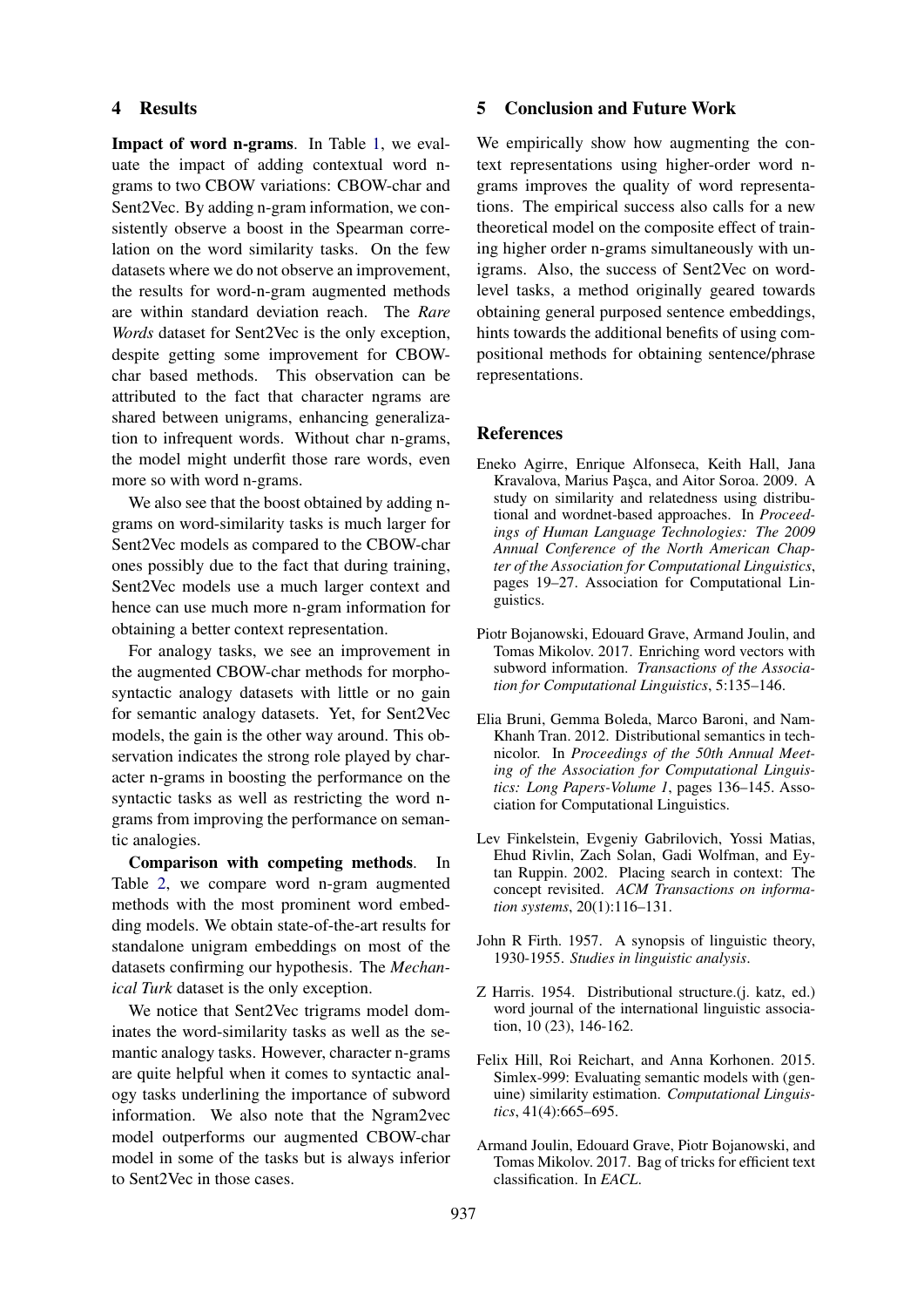## 4 Results

**Impact of word n-grams**. In Table 1, we evaluate the impact of adding contextual word n-grams to two CBOW variations: CBOW-char and Sent2Vec. By adding n-gram information, we consistently observe a boost in the Spearman correlation on the word similarity tasks. On the few datasets where we do not observe an improvement, the results for word-n-gram augmented methods are within standard deviation reach. The *Rare Words* dataset for Sent2Vec is the only exception, despite getting some improvement for CBOW-char based methods. This observation can be attributed to the fact that character ngrams are shared between unigrams, enhancing generalization to infrequent words. Without char n-grams, the model might underfit those rare words, even more so with word n-grams.

We also see that the boost obtained by adding n-grams on word-similarity tasks is much larger for Sent2Vec models as compared to the CBOW-char ones possibly due to the fact that during training, Sent2Vec models use a much larger context and hence can use much more n-gram information for obtaining a better context representation.

For analogy tasks, we see an improvement in the augmented CBOW-char methods for morpho-syntactic analogy datasets with little or no gain for semantic analogy datasets. Yet, for Sent2Vec models, the gain is the other way around. This observation indicates the strong role played by character n-grams in boosting the performance on the syntactic tasks as well as restricting the word n-grams from improving the performance on semantic analogies.

**Comparison with competing methods**. In Table 2, we compare word n-gram augmented methods with the most prominent word embedding models. We obtain state-of-the-art results for standalone unigram embeddings on most of the datasets confirming our hypothesis. The *Mechanical Turk* dataset is the only exception.

We notice that Sent2Vec trigrams model dominates the word-similarity tasks as well as the semantic analogy tasks. However, character n-grams are quite helpful when it comes to syntactic analogy tasks underlining the importance of subword information. We also note that the Ngram2vec model outperforms our augmented CBOW-char model in some of the tasks but is always inferior to Sent2Vec in those cases.

## 5 Conclusion and Future Work

We empirically show how augmenting the context representations using higher-order word n-grams improves the quality of word representations. The empirical success also calls for a new theoretical model on the composite effect of training higher order n-grams simultaneously with unigrams. Also, the success of Sent2Vec on word-level tasks, a method originally geared towards obtaining general purposed sentence embeddings, hints towards the additional benefits of using compositional methods for obtaining sentence/phrase representations.

## References

Eneko Agirre, Enrique Alfonseca, Keith Hall, Jana Kravalova, Marius Paşca, and Aitor Soroa. 2009. A study on similarity and relatedness using distributional and wordnet-based approaches. In *Proceedings of Human Language Technologies: The 2009 Annual Conference of the North American Chapter of the Association for Computational Linguistics*, pages 19–27. Association for Computational Linguistics.

Piotr Bojanowski, Edouard Grave, Armand Joulin, and Tomas Mikolov. 2017. Enriching word vectors with subword information. *Transactions of the Association for Computational Linguistics*, 5:135–146.

Elia Bruni, Gemma Boleda, Marco Baroni, and Nam-Khanh Tran. 2012. Distributional semantics in technicolor. In *Proceedings of the 50th Annual Meeting of the Association for Computational Linguistics: Long Papers-Volume 1*, pages 136–145. Association for Computational Linguistics.

Lev Finkelstein, Evgeniy Gabrilovich, Yossi Matias, Ehud Rivlin, Zach Solan, Gadi Wolfman, and Eytan Ruppin. 2002. Placing search in context: The concept revisited. *ACM Transactions on information systems*, 20(1):116–131.

John R Firth. 1957. A synopsis of linguistic theory, 1930-1955. *Studies in linguistic analysis*.

Z Harris. 1954. Distributional structure.(j. katz, ed.) word journal of the international linguistic association, 10 (23), 146-162.

Felix Hill, Roi Reichart, and Anna Korhonen. 2015. Simlex-999: Evaluating semantic models with (genuine) similarity estimation. *Computational Linguistics*, 41(4):665–695.

Armand Joulin, Edouard Grave, Piotr Bojanowski, and Tomas Mikolov. 2017. Bag of tricks for efficient text classification. In *EACL*.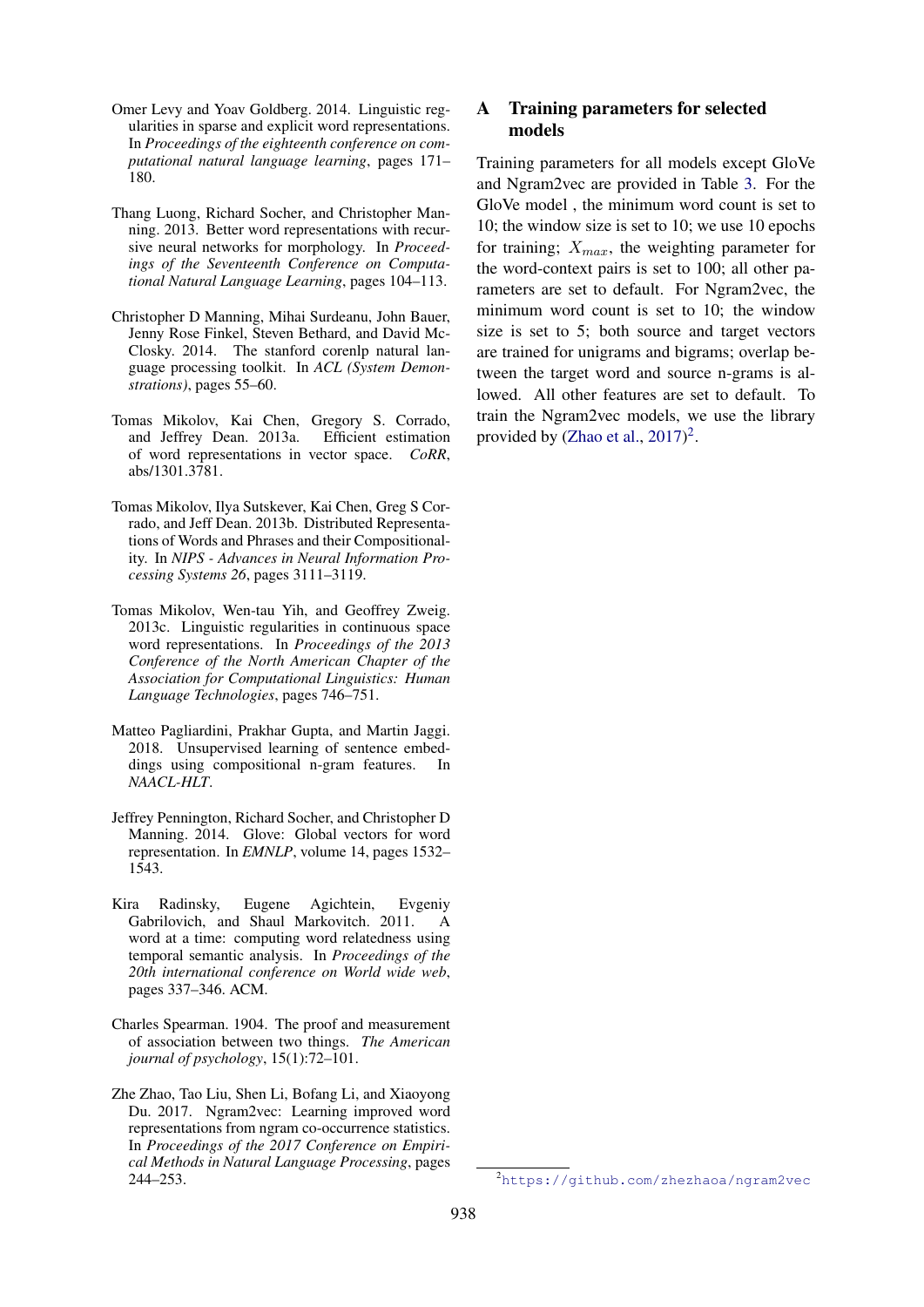Omer Levy and Yoav Goldberg. 2014. Linguistic regularities in sparse and explicit word representations. In *Proceedings of the eighteenth conference on computational natural language learning*, pages 171–180.

Thang Luong, Richard Socher, and Christopher Manning. 2013. Better word representations with recursive neural networks for morphology. In *Proceedings of the Seventeenth Conference on Computational Natural Language Learning*, pages 104–113.

Christopher D Manning, Mihai Surdeanu, John Bauer, Jenny Rose Finkel, Steven Bethard, and David McClosky. 2014. The stanford corenlp natural language processing toolkit. In *ACL (System Demonstrations)*, pages 55–60.

Tomas Mikolov, Kai Chen, Gregory S. Corrado, and Jeffrey Dean. 2013a. Efficient estimation of word representations in vector space. *CoRR*, abs/1301.3781.

Tomas Mikolov, Ilya Sutskever, Kai Chen, Greg S Corrado, and Jeff Dean. 2013b. Distributed Representations of Words and Phrases and their Compositionality. In *NIPS - Advances in Neural Information Processing Systems 26*, pages 3111–3119.

Tomas Mikolov, Wen-tau Yih, and Geoffrey Zweig. 2013c. Linguistic regularities in continuous space word representations. In *Proceedings of the 2013 Conference of the North American Chapter of the Association for Computational Linguistics: Human Language Technologies*, pages 746–751.

Matteo Pagliardini, Prakhar Gupta, and Martin Jaggi. 2018. Unsupervised learning of sentence embeddings using compositional n-gram features. In *NAACL-HLT*.

Jeffrey Pennington, Richard Socher, and Christopher D Manning. 2014. Glove: Global vectors for word representation. In *EMNLP*, volume 14, pages 1532–1543.

Kira Radinsky, Eugene Agichtein, Evgeniy Gabrilovich, and Shaul Markovitch. 2011. A word at a time: computing word relatedness using temporal semantic analysis. In *Proceedings of the 20th international conference on World wide web*, pages 337–346. ACM.

Charles Spearman. 1904. The proof and measurement of association between two things. *The American journal of psychology*, 15(1):72–101.

Zhe Zhao, Tao Liu, Shen Li, Bofang Li, and Xiaoyong Du. 2017. Ngram2vec: Learning improved word representations from ngram co-occurrence statistics. In *Proceedings of the 2017 Conference on Empirical Methods in Natural Language Processing*, pages 244–253.

## A Training parameters for selected models

Training parameters for all models except GloVe and Ngram2vec are provided in Table 3. For the GloVe model , the minimum word count is set to 10; the window size is set to 10; we use 10 epochs for training; $X_{max}$, the weighting parameter for the word-context pairs is set to 100; all other parameters are set to default. For Ngram2vec, the minimum word count is set to 10; the window size is set to 5; both source and target vectors are trained for unigrams and bigrams; overlap between the target word and source n-grams is allowed. All other features are set to default. To train the Ngram2vec models, we use the library provided by (Zhao et al., 2017)[2].

[2] https://github.com/zhezhaoa/ngram2vec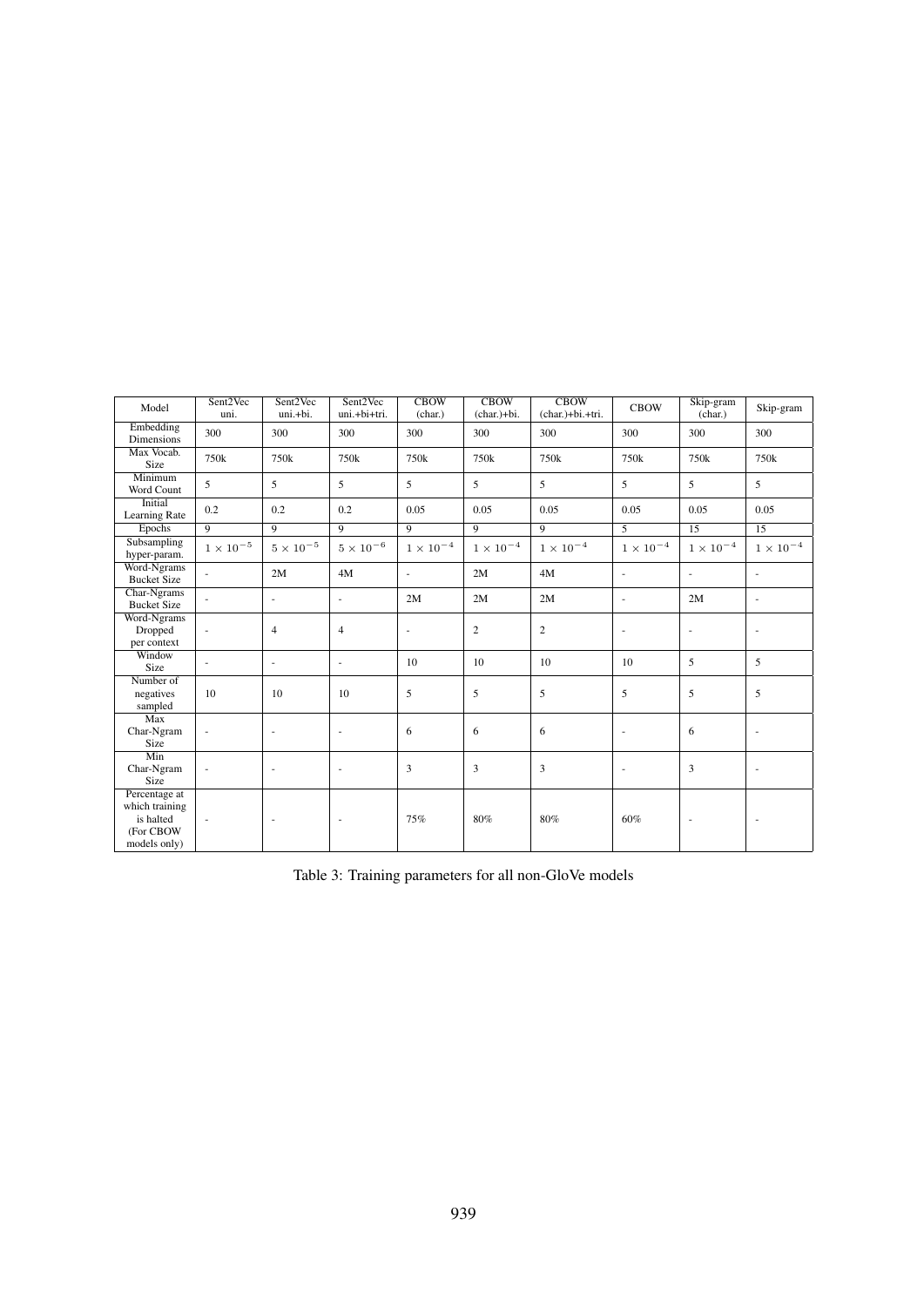| Model | Sent2Vec uni. | Sent2Vec uni.+bi. | Sent2Vec uni.+bi+tri. | CBOW (char.) | CBOW (char.)+bi. | CBOW (char.)+bi.+tri. | CBOW | Skip-gram (char.) | Skip-gram |
|---|---|---|---|---|---|---|---|---|---|
| Embedding Dimensions | 300 | 300 | 300 | 300 | 300 | 300 | 300 | 300 | 300 |
| Max Vocab. Size | 750k | 750k | 750k | 750k | 750k | 750k | 750k | 750k | 750k |
| Minimum Word Count | 5 | 5 | 5 | 5 | 5 | 5 | 5 | 5 | 5 |
| Initial Learning Rate | 0.2 | 0.2 | 0.2 | 0.05 | 0.05 | 0.05 | 0.05 | 0.05 | 0.05 |
| Epochs | 9 | 9 | 9 | 9 | 9 | 9 | 5 | 15 | 15 |
| Subsampling hyper-param. | $1 \times 10^{-5}$ | $5 \times 10^{-5}$ | $5 \times 10^{-6}$ | $1 \times 10^{-4}$ | $1 \times 10^{-4}$ | $1 \times 10^{-4}$ | $1 \times 10^{-4}$ | $1 \times 10^{-4}$ | $1 \times 10^{-4}$ |
| Word-Ngrams Bucket Size | - | 2M | 4M | - | 2M | 4M | - | - | - |
| Char-Ngrams Bucket Size | - | - | - | 2M | 2M | 2M | - | 2M | - |
| Word-Ngrams Dropped per context | - | 4 | 4 | - | 2 | 2 | - | - | - |
| Window Size | - | - | - | 10 | 10 | 10 | 10 | 5 | 5 |
| Number of negatives sampled | 10 | 10 | 10 | 5 | 5 | 5 | 5 | 5 | 5 |
| Max Char-Ngram Size | - | - | - | 6 | 6 | 6 | - | 6 | - |
| Min Char-Ngram Size | - | - | - | 3 | 3 | 3 | - | 3 | - |
| Percentage at which training is halted (For CBOW models only) | - | - | - | 75% | 80% | 80% | 60% | - | - |

Table 3: Training parameters for all non-GloVe models